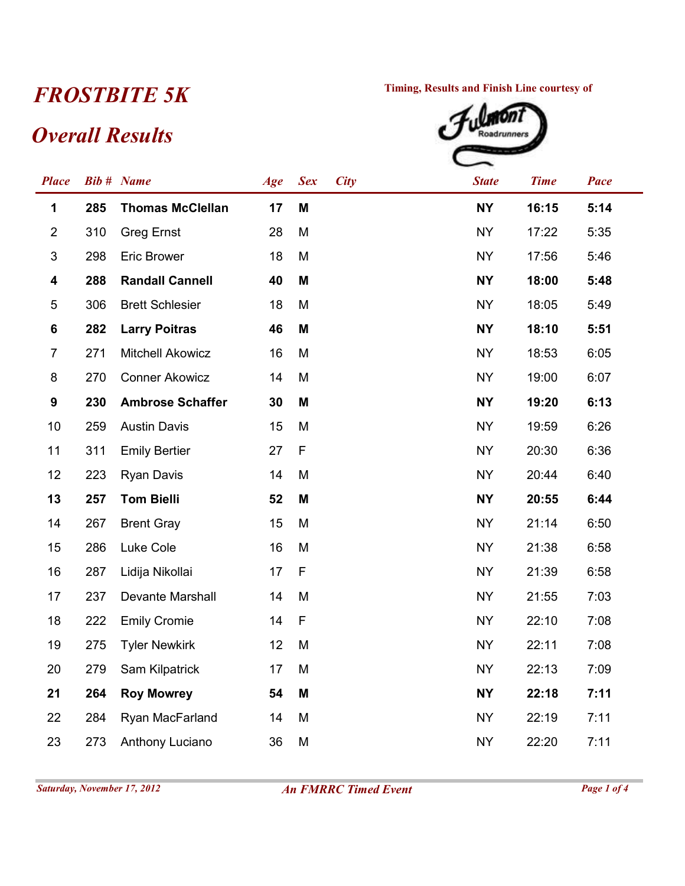# *FROSTBITE 5K*

## *Overall Results*

**Timing, Results and Finish Line courtesy of**

| Place | Bib # | Name | Age | Sex | City | State | Time | Pace |
|---|---|---|---|---|---|---|---|---|
| **1** | **285** | **Thomas McClellan** | **17** | **M** | | **NY** | **16:15** | **5:14** |
| 2 | 310 | Greg Ernst | 28 | M | | NY | 17:22 | 5:35 |
| 3 | 298 | Eric Brower | 18 | M | | NY | 17:56 | 5:46 |
| **4** | **288** | **Randall Cannell** | **40** | **M** | | **NY** | **18:00** | **5:48** |
| 5 | 306 | Brett Schlesier | 18 | M | | NY | 18:05 | 5:49 |
| **6** | **282** | **Larry Poitras** | **46** | **M** | | **NY** | **18:10** | **5:51** |
| 7 | 271 | Mitchell Akowicz | 16 | M | | NY | 18:53 | 6:05 |
| 8 | 270 | Conner Akowicz | 14 | M | | NY | 19:00 | 6:07 |
| **9** | **230** | **Ambrose Schaffer** | **30** | **M** | | **NY** | **19:20** | **6:13** |
| 10 | 259 | Austin Davis | 15 | M | | NY | 19:59 | 6:26 |
| 11 | 311 | Emily Bertier | 27 | F | | NY | 20:30 | 6:36 |
| 12 | 223 | Ryan Davis | 14 | M | | NY | 20:44 | 6:40 |
| **13** | **257** | **Tom Bielli** | **52** | **M** | | **NY** | **20:55** | **6:44** |
| 14 | 267 | Brent Gray | 15 | M | | NY | 21:14 | 6:50 |
| 15 | 286 | Luke Cole | 16 | M | | NY | 21:38 | 6:58 |
| 16 | 287 | Lidija Nikollai | 17 | F | | NY | 21:39 | 6:58 |
| 17 | 237 | Devante Marshall | 14 | M | | NY | 21:55 | 7:03 |
| 18 | 222 | Emily Cromie | 14 | F | | NY | 22:10 | 7:08 |
| 19 | 275 | Tyler Newkirk | 12 | M | | NY | 22:11 | 7:08 |
| 20 | 279 | Sam Kilpatrick | 17 | M | | NY | 22:13 | 7:09 |
| **21** | **264** | **Roy Mowrey** | **54** | **M** | | **NY** | **22:18** | **7:11** |
| 22 | 284 | Ryan MacFarland | 14 | M | | NY | 22:19 | 7:11 |
| 23 | 273 | Anthony Luciano | 36 | M | | NY | 22:20 | 7:11 |

*Saturday, November 17, 2012* — *An FMRRC Timed Event*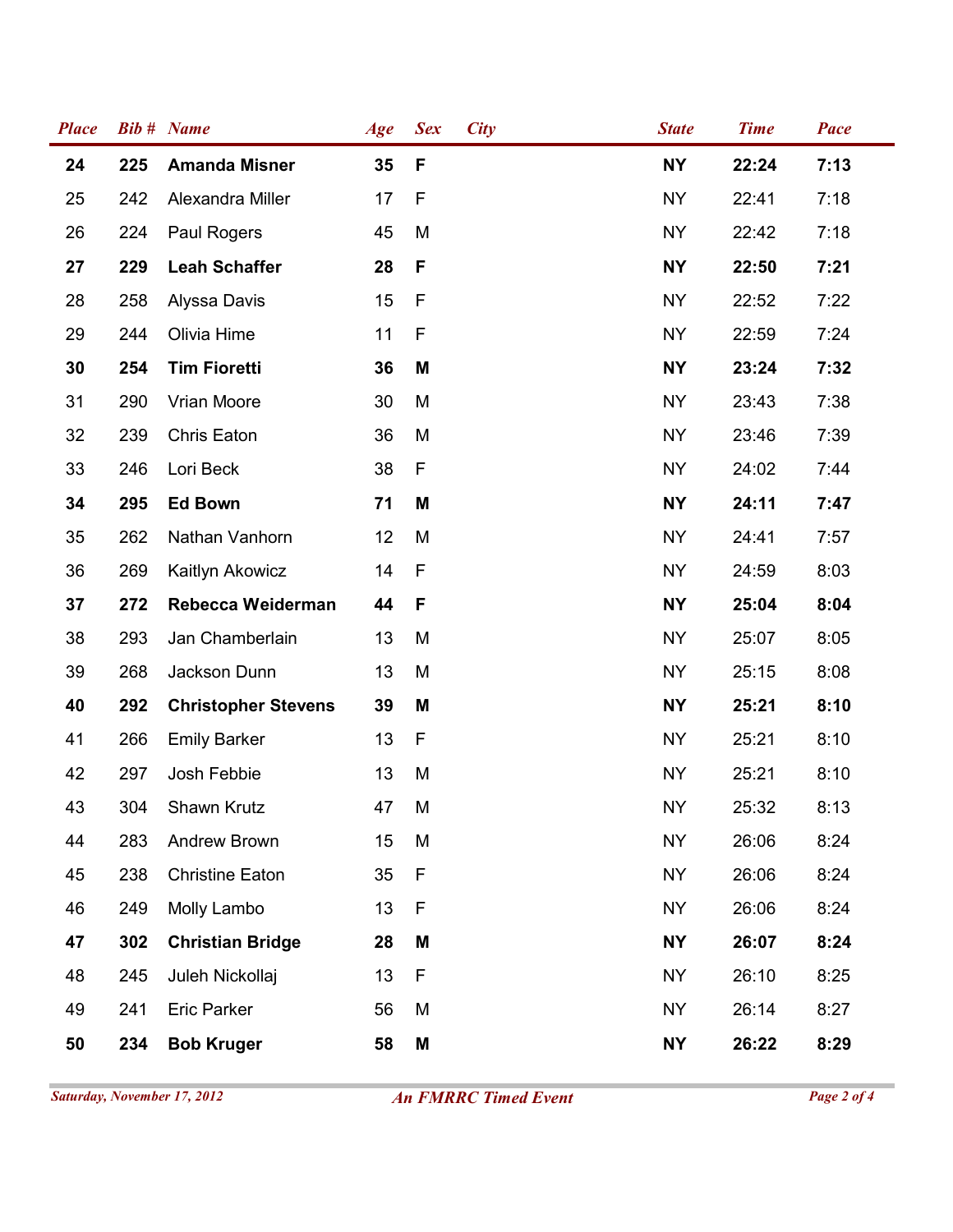| Place | Bib # | Name | Age | Sex | City | State | Time | Pace |
|---|---|---|---|---|---|---|---|---|
| **24** | **225** | **Amanda Misner** | **35** | **F** | | **NY** | **22:24** | **7:13** |
| 25 | 242 | Alexandra Miller | 17 | F | | NY | 22:41 | 7:18 |
| 26 | 224 | Paul Rogers | 45 | M | | NY | 22:42 | 7:18 |
| **27** | **229** | **Leah Schaffer** | **28** | **F** | | **NY** | **22:50** | **7:21** |
| 28 | 258 | Alyssa Davis | 15 | F | | NY | 22:52 | 7:22 |
| 29 | 244 | Olivia Hime | 11 | F | | NY | 22:59 | 7:24 |
| **30** | **254** | **Tim Fioretti** | **36** | **M** | | **NY** | **23:24** | **7:32** |
| 31 | 290 | Vrian Moore | 30 | M | | NY | 23:43 | 7:38 |
| 32 | 239 | Chris Eaton | 36 | M | | NY | 23:46 | 7:39 |
| 33 | 246 | Lori Beck | 38 | F | | NY | 24:02 | 7:44 |
| **34** | **295** | **Ed Bown** | **71** | **M** | | **NY** | **24:11** | **7:47** |
| 35 | 262 | Nathan Vanhorn | 12 | M | | NY | 24:41 | 7:57 |
| 36 | 269 | Kaitlyn Akowicz | 14 | F | | NY | 24:59 | 8:03 |
| **37** | **272** | **Rebecca Weiderman** | **44** | **F** | | **NY** | **25:04** | **8:04** |
| 38 | 293 | Jan Chamberlain | 13 | M | | NY | 25:07 | 8:05 |
| 39 | 268 | Jackson Dunn | 13 | M | | NY | 25:15 | 8:08 |
| **40** | **292** | **Christopher Stevens** | **39** | **M** | | **NY** | **25:21** | **8:10** |
| 41 | 266 | Emily Barker | 13 | F | | NY | 25:21 | 8:10 |
| 42 | 297 | Josh Febbie | 13 | M | | NY | 25:21 | 8:10 |
| 43 | 304 | Shawn Krutz | 47 | M | | NY | 25:32 | 8:13 |
| 44 | 283 | Andrew Brown | 15 | M | | NY | 26:06 | 8:24 |
| 45 | 238 | Christine Eaton | 35 | F | | NY | 26:06 | 8:24 |
| 46 | 249 | Molly Lambo | 13 | F | | NY | 26:06 | 8:24 |
| **47** | **302** | **Christian Bridge** | **28** | **M** | | **NY** | **26:07** | **8:24** |
| 48 | 245 | Juleh Nickollaj | 13 | F | | NY | 26:10 | 8:25 |
| 49 | 241 | Eric Parker | 56 | M | | NY | 26:14 | 8:27 |
| **50** | **234** | **Bob Kruger** | **58** | **M** | | **NY** | **26:22** | **8:29** |

*Saturday, November 17, 2012* — *An FMRRC Timed Event*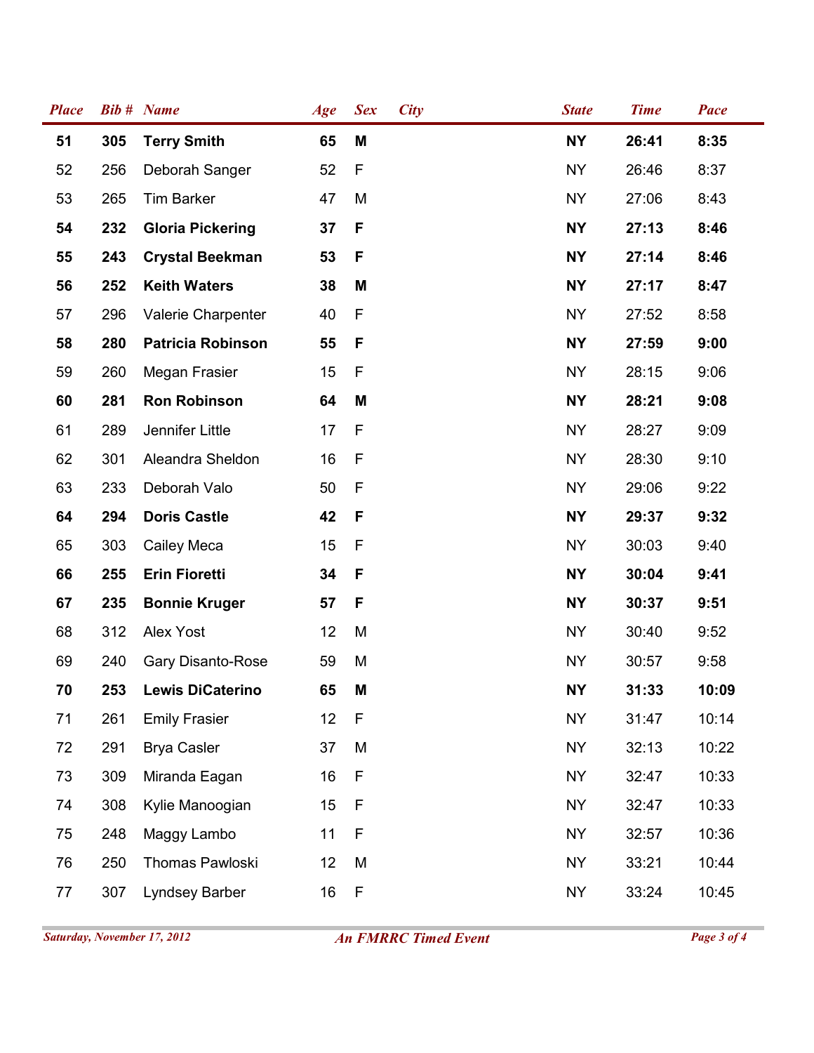| *Place* | *Bib #* | *Name* | *Age* | *Sex* | *City* | *State* | *Time* | *Pace* |
|---|---|---|---|---|---|---|---|---|
| **51** | **305** | **Terry Smith** | **65** | **M** | | **NY** | **26:41** | **8:35** |
| 52 | 256 | Deborah Sanger | 52 | F | | NY | 26:46 | 8:37 |
| 53 | 265 | Tim Barker | 47 | M | | NY | 27:06 | 8:43 |
| **54** | **232** | **Gloria Pickering** | **37** | **F** | | **NY** | **27:13** | **8:46** |
| **55** | **243** | **Crystal Beekman** | **53** | **F** | | **NY** | **27:14** | **8:46** |
| **56** | **252** | **Keith Waters** | **38** | **M** | | **NY** | **27:17** | **8:47** |
| 57 | 296 | Valerie Charpenter | 40 | F | | NY | 27:52 | 8:58 |
| **58** | **280** | **Patricia Robinson** | **55** | **F** | | **NY** | **27:59** | **9:00** |
| 59 | 260 | Megan Frasier | 15 | F | | NY | 28:15 | 9:06 |
| **60** | **281** | **Ron Robinson** | **64** | **M** | | **NY** | **28:21** | **9:08** |
| 61 | 289 | Jennifer Little | 17 | F | | NY | 28:27 | 9:09 |
| 62 | 301 | Aleandra Sheldon | 16 | F | | NY | 28:30 | 9:10 |
| 63 | 233 | Deborah Valo | 50 | F | | NY | 29:06 | 9:22 |
| **64** | **294** | **Doris Castle** | **42** | **F** | | **NY** | **29:37** | **9:32** |
| 65 | 303 | Cailey Meca | 15 | F | | NY | 30:03 | 9:40 |
| **66** | **255** | **Erin Fioretti** | **34** | **F** | | **NY** | **30:04** | **9:41** |
| **67** | **235** | **Bonnie Kruger** | **57** | **F** | | **NY** | **30:37** | **9:51** |
| 68 | 312 | Alex Yost | 12 | M | | NY | 30:40 | 9:52 |
| 69 | 240 | Gary Disanto-Rose | 59 | M | | NY | 30:57 | 9:58 |
| **70** | **253** | **Lewis DiCaterino** | **65** | **M** | | **NY** | **31:33** | **10:09** |
| 71 | 261 | Emily Frasier | 12 | F | | NY | 31:47 | 10:14 |
| 72 | 291 | Brya Casler | 37 | M | | NY | 32:13 | 10:22 |
| 73 | 309 | Miranda Eagan | 16 | F | | NY | 32:47 | 10:33 |
| 74 | 308 | Kylie Manoogian | 15 | F | | NY | 32:47 | 10:33 |
| 75 | 248 | Maggy Lambo | 11 | F | | NY | 32:57 | 10:36 |
| 76 | 250 | Thomas Pawloski | 12 | M | | NY | 33:21 | 10:44 |
| 77 | 307 | Lyndsey Barber | 16 | F | | NY | 33:24 | 10:45 |

*Saturday, November 17, 2012* — *An FMRRC Timed Event*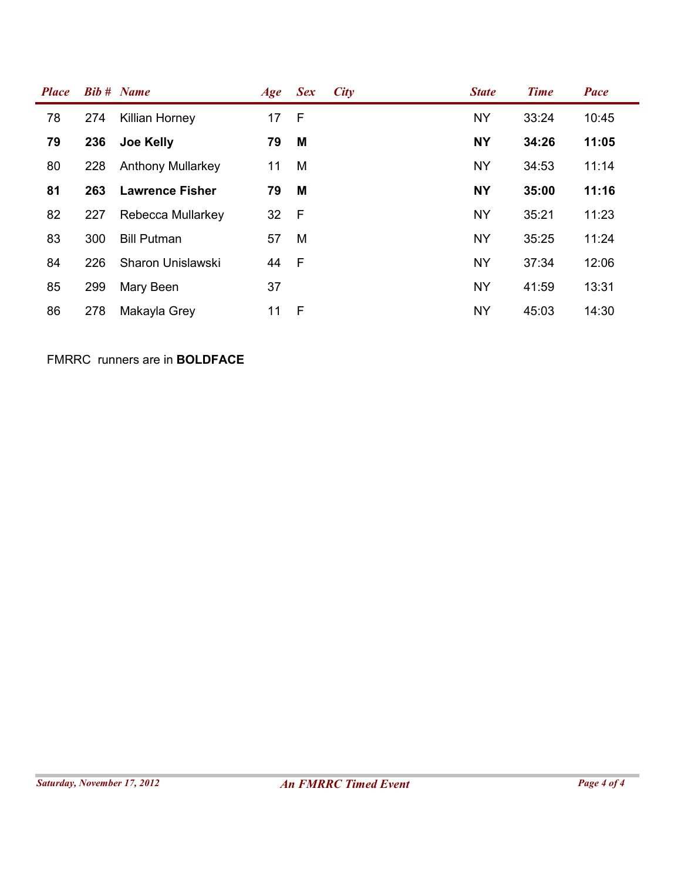| *Place* | *Bib #* | *Name* | *Age* | *Sex* | *City* | *State* | *Time* | *Pace* |
|---|---|---|---|---|---|---|---|---|
| 78 | 274 | Killian Horney | 17 | F | | NY | 33:24 | 10:45 |
| **79** | **236** | **Joe Kelly** | **79** | **M** | | **NY** | **34:26** | **11:05** |
| 80 | 228 | Anthony Mullarkey | 11 | M | | NY | 34:53 | 11:14 |
| **81** | **263** | **Lawrence Fisher** | **79** | **M** | | **NY** | **35:00** | **11:16** |
| 82 | 227 | Rebecca Mullarkey | 32 | F | | NY | 35:21 | 11:23 |
| 83 | 300 | Bill Putman | 57 | M | | NY | 35:25 | 11:24 |
| 84 | 226 | Sharon Unislawski | 44 | F | | NY | 37:34 | 12:06 |
| 85 | 299 | Mary Been | 37 | | | NY | 41:59 | 13:31 |
| 86 | 278 | Makayla Grey | 11 | F | | NY | 45:03 | 14:30 |

FMRRC runners are in **BOLDFACE**